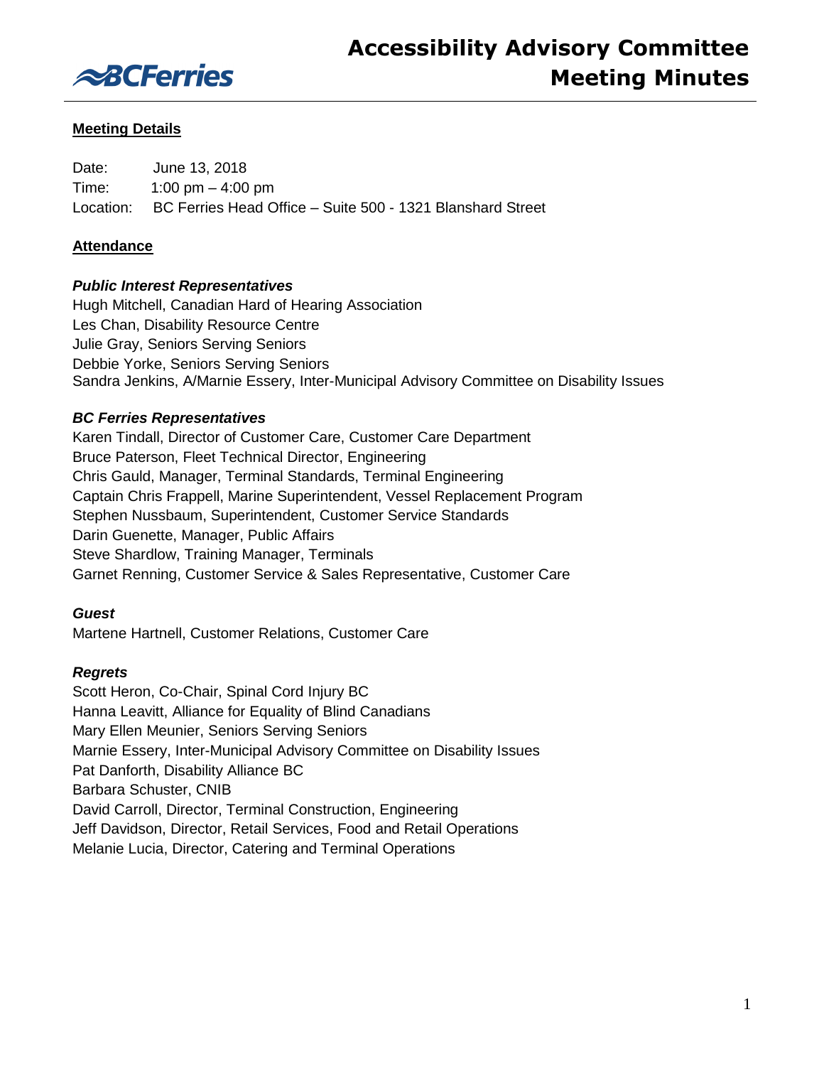# Accessibility Advisory Committee Meeting Minutes

## Meeting Details

Date: June 13, 2018
Time: 1:00 pm – 4:00 pm
Location: BC Ferries Head Office – Suite 500 - 1321 Blanshard Street

## Attendance

### *Public Interest Representatives*

Hugh Mitchell, Canadian Hard of Hearing Association
Les Chan, Disability Resource Centre
Julie Gray, Seniors Serving Seniors
Debbie Yorke, Seniors Serving Seniors
Sandra Jenkins, A/Marnie Essery, Inter-Municipal Advisory Committee on Disability Issues

### *BC Ferries Representatives*

Karen Tindall, Director of Customer Care, Customer Care Department
Bruce Paterson, Fleet Technical Director, Engineering
Chris Gauld, Manager, Terminal Standards, Terminal Engineering
Captain Chris Frappell, Marine Superintendent, Vessel Replacement Program
Stephen Nussbaum, Superintendent, Customer Service Standards
Darin Guenette, Manager, Public Affairs
Steve Shardlow, Training Manager, Terminals
Garnet Renning, Customer Service & Sales Representative, Customer Care

### *Guest*

Martene Hartnell, Customer Relations, Customer Care

### *Regrets*

Scott Heron, Co-Chair, Spinal Cord Injury BC
Hanna Leavitt, Alliance for Equality of Blind Canadians
Mary Ellen Meunier, Seniors Serving Seniors
Marnie Essery, Inter-Municipal Advisory Committee on Disability Issues
Pat Danforth, Disability Alliance BC
Barbara Schuster, CNIB
David Carroll, Director, Terminal Construction, Engineering
Jeff Davidson, Director, Retail Services, Food and Retail Operations
Melanie Lucia, Director, Catering and Terminal Operations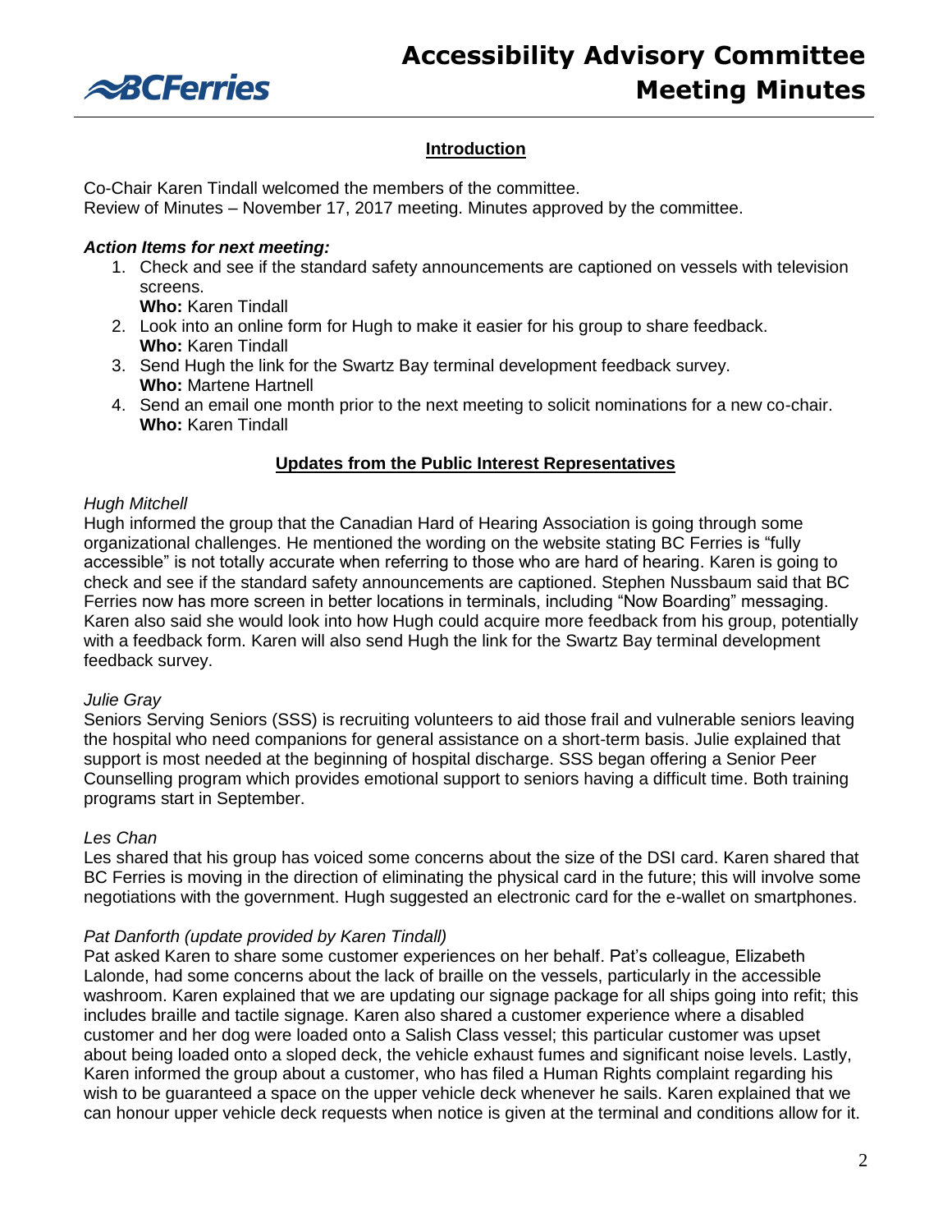## Introduction

Co-Chair Karen Tindall welcomed the members of the committee.
Review of Minutes – November 17, 2017 meeting. Minutes approved by the committee.

### *Action Items for next meeting:*

1. Check and see if the standard safety announcements are captioned on vessels with television screens.
   **Who:** Karen Tindall
2. Look into an online form for Hugh to make it easier for his group to share feedback.
   **Who:** Karen Tindall
3. Send Hugh the link for the Swartz Bay terminal development feedback survey.
   **Who:** Martene Hartnell
4. Send an email one month prior to the next meeting to solicit nominations for a new co-chair.
   **Who:** Karen Tindall

## Updates from the Public Interest Representatives

*Hugh Mitchell*

Hugh informed the group that the Canadian Hard of Hearing Association is going through some organizational challenges. He mentioned the wording on the website stating BC Ferries is "fully accessible" is not totally accurate when referring to those who are hard of hearing. Karen is going to check and see if the standard safety announcements are captioned. Stephen Nussbaum said that BC Ferries now has more screen in better locations in terminals, including "Now Boarding" messaging. Karen also said she would look into how Hugh could acquire more feedback from his group, potentially with a feedback form. Karen will also send Hugh the link for the Swartz Bay terminal development feedback survey.

*Julie Gray*

Seniors Serving Seniors (SSS) is recruiting volunteers to aid those frail and vulnerable seniors leaving the hospital who need companions for general assistance on a short-term basis. Julie explained that support is most needed at the beginning of hospital discharge. SSS began offering a Senior Peer Counselling program which provides emotional support to seniors having a difficult time. Both training programs start in September.

*Les Chan*

Les shared that his group has voiced some concerns about the size of the DSI card. Karen shared that BC Ferries is moving in the direction of eliminating the physical card in the future; this will involve some negotiations with the government. Hugh suggested an electronic card for the e-wallet on smartphones.

*Pat Danforth (update provided by Karen Tindall)*

Pat asked Karen to share some customer experiences on her behalf. Pat's colleague, Elizabeth Lalonde, had some concerns about the lack of braille on the vessels, particularly in the accessible washroom. Karen explained that we are updating our signage package for all ships going into refit; this includes braille and tactile signage. Karen also shared a customer experience where a disabled customer and her dog were loaded onto a Salish Class vessel; this particular customer was upset about being loaded onto a sloped deck, the vehicle exhaust fumes and significant noise levels. Lastly, Karen informed the group about a customer, who has filed a Human Rights complaint regarding his wish to be guaranteed a space on the upper vehicle deck whenever he sails. Karen explained that we can honour upper vehicle deck requests when notice is given at the terminal and conditions allow for it.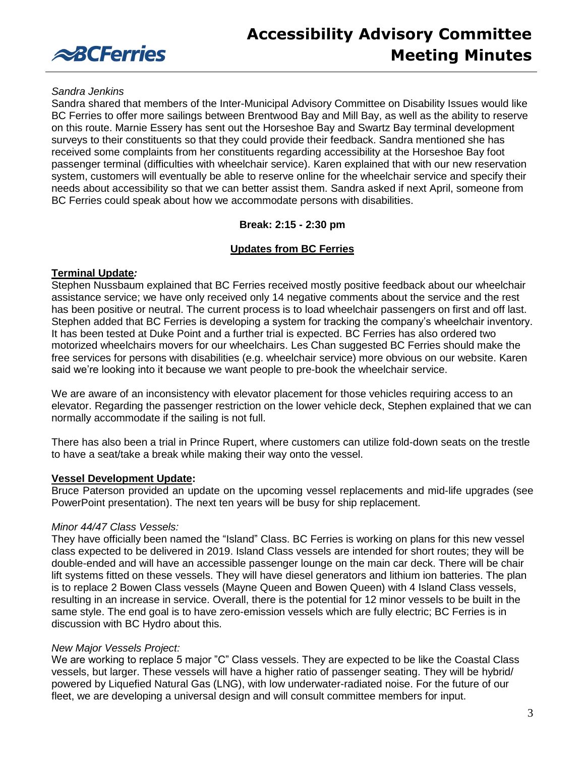*Sandra Jenkins*

Sandra shared that members of the Inter-Municipal Advisory Committee on Disability Issues would like BC Ferries to offer more sailings between Brentwood Bay and Mill Bay, as well as the ability to reserve on this route. Marnie Essery has sent out the Horseshoe Bay and Swartz Bay terminal development surveys to their constituents so that they could provide their feedback. Sandra mentioned she has received some complaints from her constituents regarding accessibility at the Horseshoe Bay foot passenger terminal (difficulties with wheelchair service). Karen explained that with our new reservation system, customers will eventually be able to reserve online for the wheelchair service and specify their needs about accessibility so that we can better assist them. Sandra asked if next April, someone from BC Ferries could speak about how we accommodate persons with disabilities.

**Break: 2:15 - 2:30 pm**

## Updates from BC Ferries

**Terminal Update*:***

Stephen Nussbaum explained that BC Ferries received mostly positive feedback about our wheelchair assistance service; we have only received only 14 negative comments about the service and the rest has been positive or neutral. The current process is to load wheelchair passengers on first and off last. Stephen added that BC Ferries is developing a system for tracking the company's wheelchair inventory. It has been tested at Duke Point and a further trial is expected. BC Ferries has also ordered two motorized wheelchairs movers for our wheelchairs. Les Chan suggested BC Ferries should make the free services for persons with disabilities (e.g. wheelchair service) more obvious on our website. Karen said we're looking into it because we want people to pre-book the wheelchair service.

We are aware of an inconsistency with elevator placement for those vehicles requiring access to an elevator. Regarding the passenger restriction on the lower vehicle deck, Stephen explained that we can normally accommodate if the sailing is not full.

There has also been a trial in Prince Rupert, where customers can utilize fold-down seats on the trestle to have a seat/take a break while making their way onto the vessel.

**Vessel Development Update:**

Bruce Paterson provided an update on the upcoming vessel replacements and mid-life upgrades (see PowerPoint presentation). The next ten years will be busy for ship replacement.

*Minor 44/47 Class Vessels:*

They have officially been named the "Island" Class. BC Ferries is working on plans for this new vessel class expected to be delivered in 2019. Island Class vessels are intended for short routes; they will be double-ended and will have an accessible passenger lounge on the main car deck. There will be chair lift systems fitted on these vessels. They will have diesel generators and lithium ion batteries. The plan is to replace 2 Bowen Class vessels (Mayne Queen and Bowen Queen) with 4 Island Class vessels, resulting in an increase in service. Overall, there is the potential for 12 minor vessels to be built in the same style. The end goal is to have zero-emission vessels which are fully electric; BC Ferries is in discussion with BC Hydro about this.

*New Major Vessels Project:*

We are working to replace 5 major "C" Class vessels. They are expected to be like the Coastal Class vessels, but larger. These vessels will have a higher ratio of passenger seating. They will be hybrid/ powered by Liquefied Natural Gas (LNG), with low underwater-radiated noise. For the future of our fleet, we are developing a universal design and will consult committee members for input.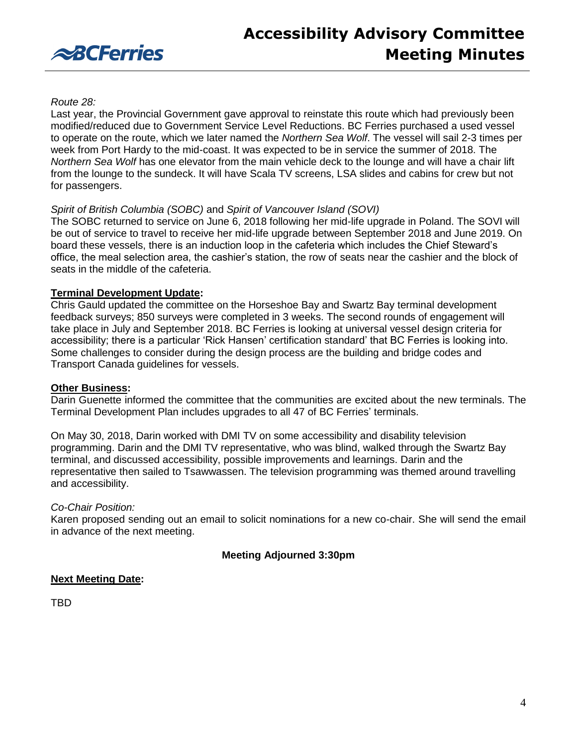*Route 28:*

Last year, the Provincial Government gave approval to reinstate this route which had previously been modified/reduced due to Government Service Level Reductions. BC Ferries purchased a used vessel to operate on the route, which we later named the *Northern Sea Wolf*. The vessel will sail 2-3 times per week from Port Hardy to the mid-coast. It was expected to be in service the summer of 2018. The *Northern Sea Wolf* has one elevator from the main vehicle deck to the lounge and will have a chair lift from the lounge to the sundeck. It will have Scala TV screens, LSA slides and cabins for crew but not for passengers.

*Spirit of British Columbia (SOBC)* and *Spirit of Vancouver Island (SOVI)*

The SOBC returned to service on June 6, 2018 following her mid-life upgrade in Poland. The SOVI will be out of service to travel to receive her mid-life upgrade between September 2018 and June 2019. On board these vessels, there is an induction loop in the cafeteria which includes the Chief Steward's office, the meal selection area, the cashier's station, the row of seats near the cashier and the block of seats in the middle of the cafeteria.

**Terminal Development Update:**

Chris Gauld updated the committee on the Horseshoe Bay and Swartz Bay terminal development feedback surveys; 850 surveys were completed in 3 weeks. The second rounds of engagement will take place in July and September 2018. BC Ferries is looking at universal vessel design criteria for accessibility; there is a particular 'Rick Hansen' certification standard' that BC Ferries is looking into. Some challenges to consider during the design process are the building and bridge codes and Transport Canada guidelines for vessels.

**Other Business:**

Darin Guenette informed the committee that the communities are excited about the new terminals. The Terminal Development Plan includes upgrades to all 47 of BC Ferries' terminals.

On May 30, 2018, Darin worked with DMI TV on some accessibility and disability television programming. Darin and the DMI TV representative, who was blind, walked through the Swartz Bay terminal, and discussed accessibility, possible improvements and learnings. Darin and the representative then sailed to Tsawwassen. The television programming was themed around travelling and accessibility.

*Co-Chair Position:*

Karen proposed sending out an email to solicit nominations for a new co-chair. She will send the email in advance of the next meeting.

**Meeting Adjourned 3:30pm**

**Next Meeting Date:**

TBD